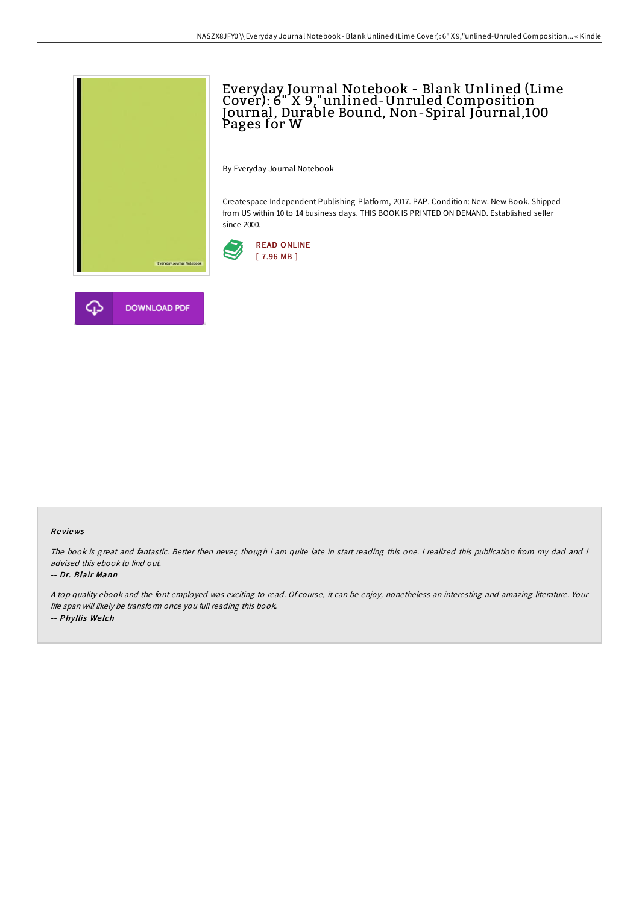# Everyday Journal Notebook - Blank Unlined (Lime Cover): 6" X 9,"unlined-Unruled Composition Journal, Durable Bound, Non-Spiral Journal,100 Pages for W

By Everyday Journal Notebook

Createspace Independent Publishing Platform, 2017. PAP. Condition: New. New Book. Shipped from US within 10 to 14 business days. THIS BOOK IS PRINTED ON DEMAND. Established seller since 2000.

READ ONLINE
[ 7.96 MB ]

DOWNLOAD PDF

### Reviews

*The book is great and fantastic. Better then never, though i am quite late in start reading this one. I realized this publication from my dad and i advised this ebook to find out.*

-- ***Dr. Blair Mann***

*A top quality ebook and the font employed was exciting to read. Of course, it can be enjoy, nonetheless an interesting and amazing literature. Your life span will likely be transform once you full reading this book.*

-- ***Phyllis Welch***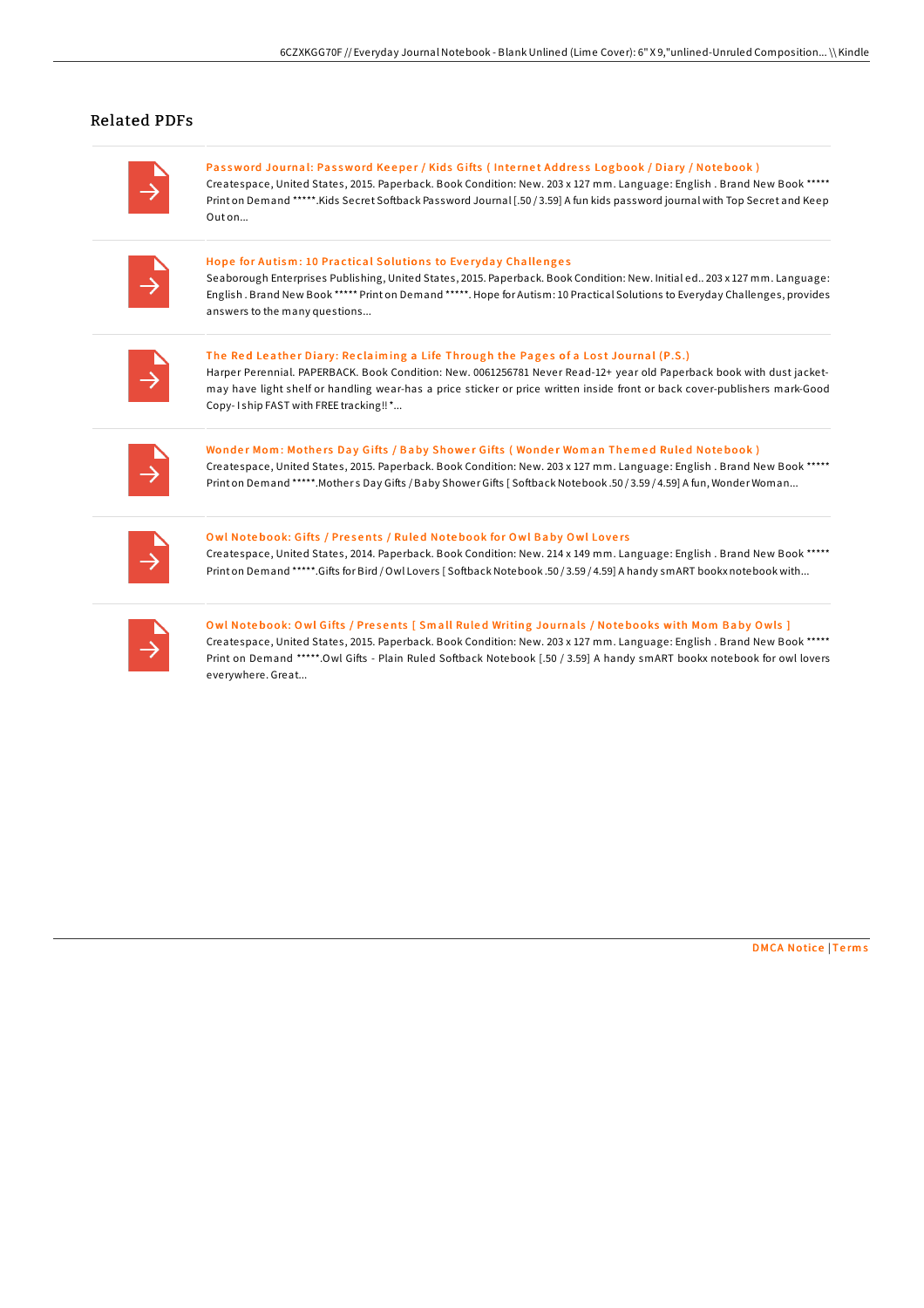## Related PDFs

**Password Journal: Password Keeper / Kids Gifts ( Internet Address Logbook / Diary / Notebook )**
Createspace, United States, 2015. Paperback. Book Condition: New. 203 x 127 mm. Language: English . Brand New Book ***** Print on Demand *****.Kids Secret Softback Password Journal [.50 / 3.59] A fun kids password journal with Top Secret and Keep Out on...

**Hope for Autism: 10 Practical Solutions to Everyday Challenges**
Seaborough Enterprises Publishing, United States, 2015. Paperback. Book Condition: New. Initial ed.. 203 x 127 mm. Language: English . Brand New Book ***** Print on Demand *****. Hope for Autism: 10 Practical Solutions to Everyday Challenges, provides answers to the many questions...

**The Red Leather Diary: Reclaiming a Life Through the Pages of a Lost Journal (P.S.)**
Harper Perennial. PAPERBACK. Book Condition: New. 0061256781 Never Read-12+ year old Paperback book with dust jacket-may have light shelf or handling wear-has a price sticker or price written inside front or back cover-publishers mark-Good Copy- I ship FAST with FREE tracking!! *...

**Wonder Mom: Mothers Day Gifts / Baby Shower Gifts ( Wonder Woman Themed Ruled Notebook )**
Createspace, United States, 2015. Paperback. Book Condition: New. 203 x 127 mm. Language: English . Brand New Book ***** Print on Demand *****.Mothers Day Gifts / Baby Shower Gifts [ Softback Notebook .50 / 3.59 / 4.59] A fun, Wonder Woman...

**Owl Notebook: Gifts / Presents / Ruled Notebook for Owl Baby Owl Lovers**
Createspace, United States, 2014. Paperback. Book Condition: New. 214 x 149 mm. Language: English . Brand New Book ***** Print on Demand *****.Gifts for Bird / Owl Lovers [ Softback Notebook .50 / 3.59 / 4.59] A handy smART bookx notebook with...

**Owl Notebook: Owl Gifts / Presents [ Small Ruled Writing Journals / Notebooks with Mom Baby Owls ]**
Createspace, United States, 2015. Paperback. Book Condition: New. 203 x 127 mm. Language: English . Brand New Book ***** Print on Demand *****.Owl Gifts - Plain Ruled Softback Notebook [.50 / 3.59] A handy smART bookx notebook for owl lovers everywhere. Great...

DMCA Notice | Terms